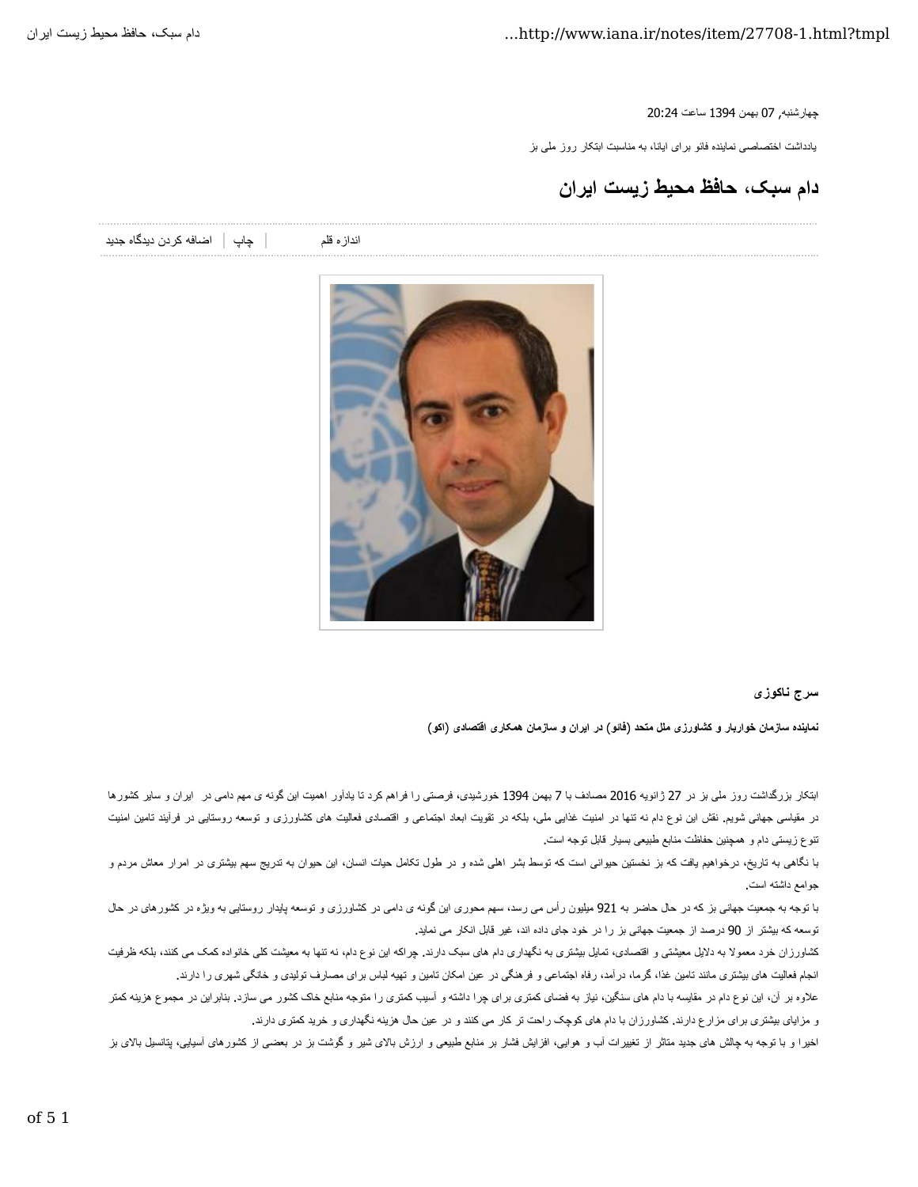چهارشنبه, 07 بهمن 1394 ساعت 20:24

یادداشت اختصاصی نماینده فائو برای ایانا، به مناسبت ابتکار روز ملی بز

# دام سبک، حافظ محیط زیست ایران

اندازه قلم | چاپ | اضافه کردن دیدگاه جدید

**سرج ناکوزی**

**نماینده سازمان خواربار و کشاورزی ملل متحد (فائو) در ایران و سازمان همکاری اقتصادی (اکو)**

ابتکار بزرگداشت روز ملی بز در 27 ژانویه 2016 مصادف با 7 بهمن 1394 خورشیدی، فرصتی را فراهم کرد تا یادآور اهمیت این گونه ی مهم دامی در ایران و سایر کشورها در مقیاسی جهانی شویم. نقش این نوع دام نه تنها در امنیت غذایی ملی، بلکه در تقویت ابعاد اجتماعی و اقتصادی فعالیت های کشاورزی و توسعه روستایی در فرآیند تامین امنیت تنوع زیستی دام و همچنین حفاظت منابع طبیعی بسیار قابل توجه است.

با نگاهی به تاریخ، درخواهیم یافت که بز نخستین حیوانی است که توسط بشر اهلی شده و در طول تکامل حیات انسان، این حیوان به تدریج سهم بیشتری در امرار معاش مردم و جوامع داشته است.

با توجه به جمعیت جهانی بز که در حال حاضر به 921 میلیون رأس می رسد، سهم محوری این گونه ی دامی در کشاورزی و توسعه پایدار روستایی به ویژه در کشورهای در حال توسعه که بیشتر از 90 درصد از جمعیت جهانی بز را در خود جای داده اند، غیر قابل انکار می نماید.

کشاورزان خرد معمولا به دلایل معیشتی و اقتصادی، تمایل بیشتری به نگهداری دام های سبک دارند. چراکه این نوع دام، نه تنها به معیشت کلی خانواده کمک می کنند، بلکه ظرفیت انجام فعالیت های بیشتری مانند تامین غذا، گرما، درآمد، رفاه اجتماعی و فرهنگی در عین امکان تامین و تهیه لباس برای مصارف تولیدی و خانگی شهری را دارند.

علاوه بر آن، این نوع دام در مقایسه با دام های سنگین، نیاز به فضای کمتری برای چرا داشته و آسیب کمتری را متوجه منابع خاک کشور می سازد. بنابراین در مجموع هزینه کمتر و مزایای بیشتری برای مزارع دارند. کشاورزان با دام های کوچک راحت تر کار می کنند و در عین حال هزینه نگهداری و خرید کمتری دارند.

اخیرا و با توجه به چالش های جدید متاثر از تغییرات آب و هوایی، افزایش فشار بر منابع طبیعی و ارزش بالای شیر و گوشت بز در بعضی از کشورهای آسیایی، پتانسیل بالای بز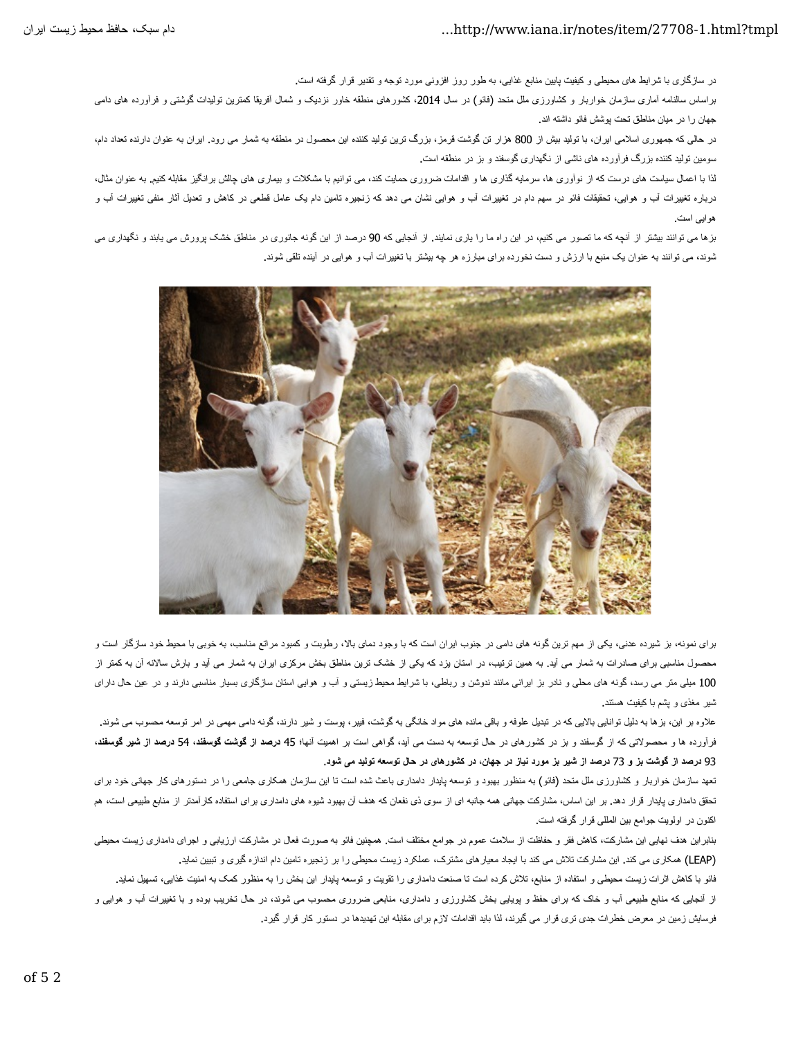در سازگاری با شرایط های محیطی و کیفیت پایین منابع غذایی، به طور روز افزونی مورد توجه و تقدیر قرار گرفته است.

براساس سالنامه آماری سازمان خواربار و کشاورزی ملل متحد (فائو) در سال 2014، کشورهای منطقه خاور نزدیک و شمال آفریقا کمترین تولیدات گوشتی و فرآورده های دامی جهان را در میان مناطق تحت پوشش فائو داشته اند.

در حالی که جمهوری اسلامی ایران، با تولید بیش از 800 هزار تن گوشت قرمز، بزرگ ترین تولید کننده این محصول در منطقه به شمار می رود. ایران به عنوان دارنده تعداد دام، سومین تولید کننده بزرگ فرآورده های ناشی از نگهداری گوسفند و بز در منطقه است.

لذا با اعمال سیاست های درست که از نوآوری ها، سرمایه گذاری ها و اقدامات ضروری حمایت کند، می توانیم با مشکلات و بیماری های چالش برانگیز مقابله کنیم. به عنوان مثال، درباره تغییرات آب و هوایی، تحقیقات فائو در سهم دام در تغییرات آب و هوایی نشان می دهد که زنجیره تامین دام یک عامل قطعی در کاهش و تعدیل آثار منفی تغییرات آب و هوایی است.

بزها می توانند بیشتر از آنچه که ما تصور می کنیم، در این راه ما را یاری نمایند. از آنجایی که 90 درصد از این گونه جانوری در مناطق خشک پرورش می یابند و نگهداری می شوند، می توانند به عنوان یک منبع با ارزش و دست نخورده برای مبارزه هر چه بیشتر با تغییرات آب و هوایی در آینده تلقی شوند.

برای نمونه، بز شیرده عدنی، یکی از مهم ترین گونه های دامی در جنوب ایران است که با وجود دمای بالا، رطوبت و کمبود مراتع مناسب، به خوبی با محیط خود سازگار است و محصول مناسبی برای صادرات به شمار می آید. به همین ترتیب، در استان یزد که یکی از خشک ترین مناطق بخش مرکزی ایران به شمار می آید و بارش سالانه آن به کمتر از 100 میلی متر می رسد، گونه های محلی و نادر بز ایرانی مانند ندوشن و رباطی، با شرایط محیط زیستی و آب و هوایی استان سازگاری بسیار مناسبی دارند و در عین حال دارای شیر مغذی و پشم با کیفیت هستند.

علاوه بر این، بزها به دلیل توانایی بالایی که در تبدیل علوفه و باقی مانده های مواد خانگی به گوشت، فیبر، پوست و شیر دارند، گونه دامی مهمی در امر توسعه محسوب می شوند.

فرآورده ها و محصولاتی که از گوسفند و بز در کشورهای در حال توسعه به دست می آید، گواهی است بر اهمیت آنها؛ **45 درصد از گوشت گوسفند، 54 درصد از شیر گوسفند، 93 درصد از گوشت بز و 73 درصد از شیر بز مورد نیاز در جهان، در کشورهای در حال توسعه تولید می شود.**

تعهد سازمان خواربار و کشاورزی ملل متحد (فائو) به منظور بهبود و توسعه پایدار دامداری باعث شده است تا این سازمان همکاری جامعی را در دستورهای کار جهانی خود برای تحقق دامداری پایدار قرار دهد. بر این اساس، مشارکت جهانی همه جانبه ای از سوی ذی نفعان که هدف آن بهبود شیوه های دامداری برای استفاده کارآمدتر از منابع طبیعی است، هم اکنون در اولویت جوامع بین المللی قرار گرفته است.

بنابراین هدف نهایی این مشارکت، کاهش فقر و حفاظت از سلامت عموم در جوامع مختلف است. همچنین فائو به صورت فعال در مشارکت ارزیابی و اجرای دامداری زیست محیطی (LEAP) همکاری می کند. این مشارکت تلاش می کند با ایجاد معیارهای مشترک، عملکرد زیست محیطی را بر زنجیره تامین دام اندازه گیری و تبیین نماید.

فائو با کاهش اثرات زیست محیطی و استفاده از منابع، تلاش کرده است تا صنعت دامداری را تقویت و توسعه پایدار این بخش را به منظور کمک به امنیت غذایی، تسهیل نماید.

از آنجایی که منابع طبیعی آب و خاک که برای حفظ و پویایی بخش کشاورزی و دامداری، منابعی ضروری محسوب می شوند، در حال تخریب بوده و با تغییرات آب و هوایی و فرسایش زمین در معرض خطرات جدی تری قرار می گیرند، لذا باید اقدامات لازم برای مقابله این تهدیدها در دستور کار قرار گیرد.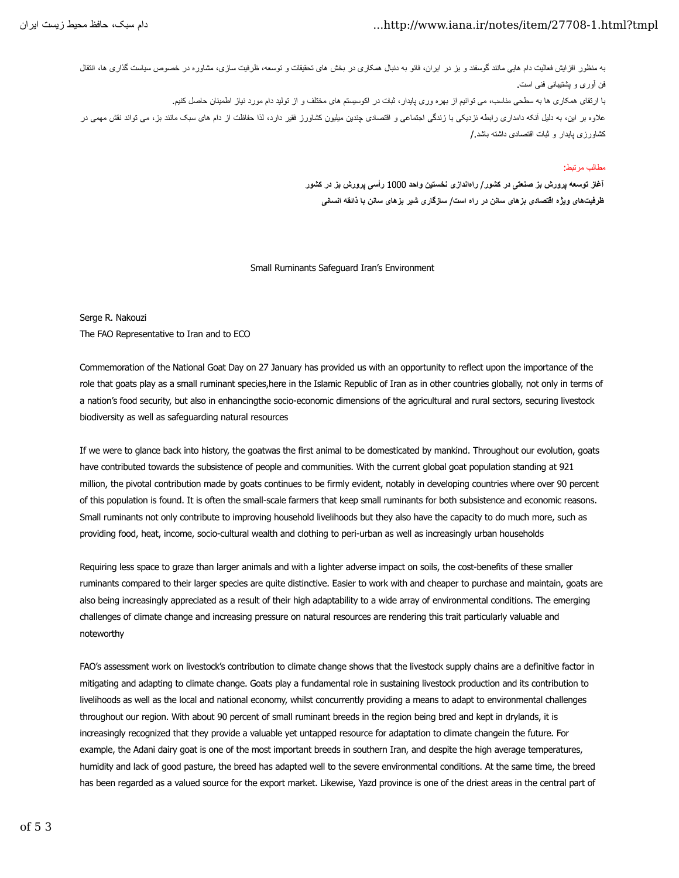به منظور افزایش فعالیت دام هایی مانند گوسفند و بز در ایران، فائو به دنبال همکاری در بخش های تحقیقات و توسعه، ظرفیت سازی، مشاوره در خصوص سیاست گذاری ها، انتقال فن آوری و پشتیبانی فنی است.

با ارتقای همکاری ها به سطحی مناسب، می توانیم از بهره وری پایدار، ثبات در اکوسیستم های مختلف و از تولید دام مورد نیاز اطمینان حاصل کنیم.

علاوه بر این، به دلیل آنکه دامداری رابطه نزدیکی با زندگی اجتماعی و اقتصادی چندین میلیون کشاورز فقیر دارد، لذا حفاظت از دام های سبک مانند بز، می تواند نقش مهمی در کشاورزی پایدار و ثبات اقتصادی داشته باشد./

مطالب مرتبط:

**آغاز توسعه پرورش بز صنعتی در کشور/ راه‌اندازی نخستین واحد 1000 رأسی پرورش بز در کشور**

**ظرفیت‌های ویژه اقتصادی بزهای سانن در راه است/ سازگاری شیر بزهای سانن با ذائقه انسانی**

Small Ruminants Safeguard Iran's Environment

Serge R. Nakouzi

The FAO Representative to Iran and to ECO

Commemoration of the National Goat Day on 27 January has provided us with an opportunity to reflect upon the importance of the role that goats play as a small ruminant species,here in the Islamic Republic of Iran as in other countries globally, not only in terms of a nation's food security, but also in enhancingthe socio-economic dimensions of the agricultural and rural sectors, securing livestock biodiversity as well as safeguarding natural resources

If we were to glance back into history, the goatwas the first animal to be domesticated by mankind. Throughout our evolution, goats have contributed towards the subsistence of people and communities. With the current global goat population standing at 921 million, the pivotal contribution made by goats continues to be firmly evident, notably in developing countries where over 90 percent of this population is found. It is often the small-scale farmers that keep small ruminants for both subsistence and economic reasons. Small ruminants not only contribute to improving household livelihoods but they also have the capacity to do much more, such as providing food, heat, income, socio-cultural wealth and clothing to peri-urban as well as increasingly urban households

Requiring less space to graze than larger animals and with a lighter adverse impact on soils, the cost-benefits of these smaller ruminants compared to their larger species are quite distinctive. Easier to work with and cheaper to purchase and maintain, goats are also being increasingly appreciated as a result of their high adaptability to a wide array of environmental conditions. The emerging challenges of climate change and increasing pressure on natural resources are rendering this trait particularly valuable and noteworthy

FAO's assessment work on livestock's contribution to climate change shows that the livestock supply chains are a definitive factor in mitigating and adapting to climate change. Goats play a fundamental role in sustaining livestock production and its contribution to livelihoods as well as the local and national economy, whilst concurrently providing a means to adapt to environmental challenges throughout our region. With about 90 percent of small ruminant breeds in the region being bred and kept in drylands, it is increasingly recognized that they provide a valuable yet untapped resource for adaptation to climate changein the future. For example, the Adani dairy goat is one of the most important breeds in southern Iran, and despite the high average temperatures, humidity and lack of good pasture, the breed has adapted well to the severe environmental conditions. At the same time, the breed has been regarded as a valued source for the export market. Likewise, Yazd province is one of the driest areas in the central part of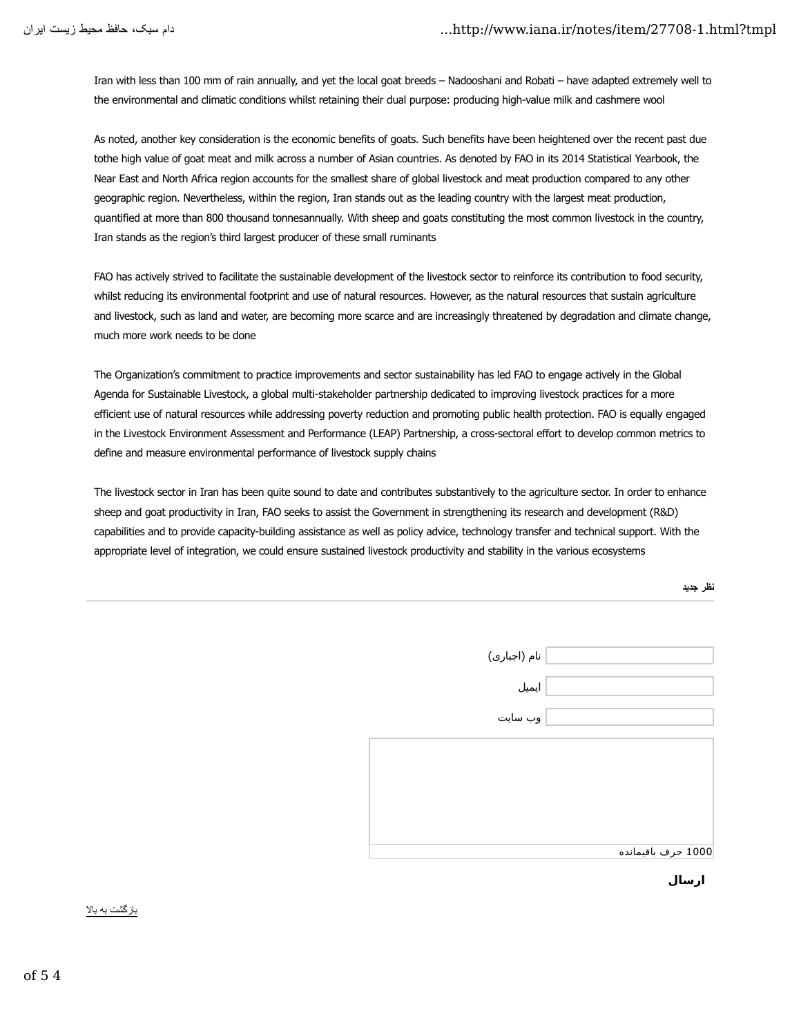Iran with less than 100 mm of rain annually, and yet the local goat breeds – Nadooshani and Robati – have adapted extremely well to the environmental and climatic conditions whilst retaining their dual purpose: producing high-value milk and cashmere wool

As noted, another key consideration is the economic benefits of goats. Such benefits have been heightened over the recent past due tothe high value of goat meat and milk across a number of Asian countries. As denoted by FAO in its 2014 Statistical Yearbook, the Near East and North Africa region accounts for the smallest share of global livestock and meat production compared to any other geographic region. Nevertheless, within the region, Iran stands out as the leading country with the largest meat production, quantified at more than 800 thousand tonnesannually. With sheep and goats constituting the most common livestock in the country, Iran stands as the region's third largest producer of these small ruminants

FAO has actively strived to facilitate the sustainable development of the livestock sector to reinforce its contribution to food security, whilst reducing its environmental footprint and use of natural resources. However, as the natural resources that sustain agriculture and livestock, such as land and water, are becoming more scarce and are increasingly threatened by degradation and climate change, much more work needs to be done

The Organization's commitment to practice improvements and sector sustainability has led FAO to engage actively in the Global Agenda for Sustainable Livestock, a global multi-stakeholder partnership dedicated to improving livestock practices for a more efficient use of natural resources while addressing poverty reduction and promoting public health protection. FAO is equally engaged in the Livestock Environment Assessment and Performance (LEAP) Partnership, a cross-sectoral effort to develop common metrics to define and measure environmental performance of livestock supply chains

The livestock sector in Iran has been quite sound to date and contributes substantively to the agriculture sector. In order to enhance sheep and goat productivity in Iran, FAO seeks to assist the Government in strengthening its research and development (R&D) capabilities and to provide capacity-building assistance as well as policy advice, technology transfer and technical support. With the appropriate level of integration, we could ensure sustained livestock productivity and stability in the various ecosystems

**نظر جدید**

نام (اجباری)

ایمیل

وب سایت

1000 حرف باقیمانده

**ارسال**

بازگشت به بالا